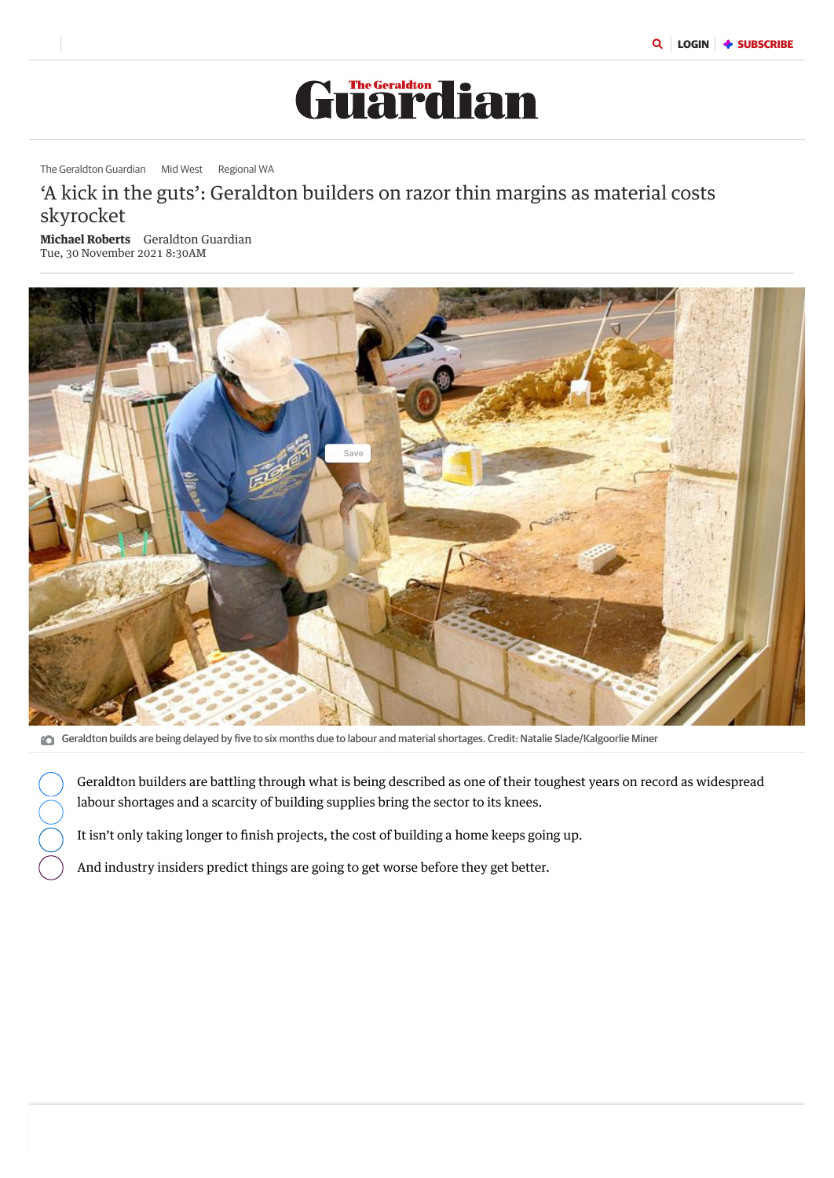The Geraldton Guardian · Mid West · Regional WA

# 'A kick in the guts': Geraldton builders on razor thin margins as material costs skyrocket

**Michael Roberts** Geraldton Guardian
Tue, 30 November 2021 8:30AM

Geraldton builds are being delayed by five to six months due to labour and material shortages. Credit: Natalie Slade/Kalgoorlie Miner

Geraldton builders are battling through what is being described as one of their toughest years on record as widespread labour shortages and a scarcity of building supplies bring the sector to its knees.

It isn't only taking longer to finish projects, the cost of building a home keeps going up.

And industry insiders predict things are going to get worse before they get better.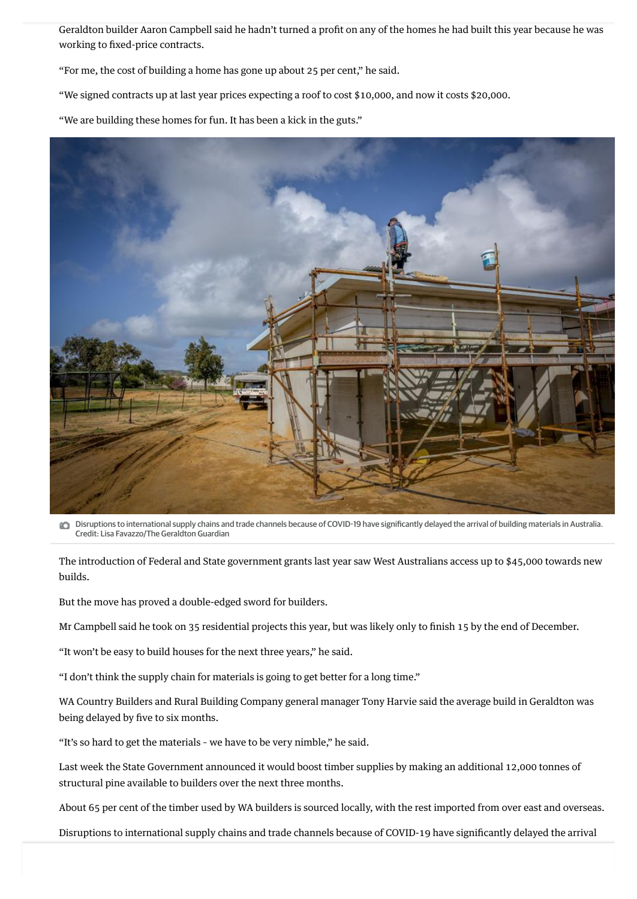Geraldton builder Aaron Campbell said he hadn't turned a profit on any of the homes he had built this year because he was working to fixed-price contracts.

"For me, the cost of building a home has gone up about 25 per cent," he said.

"We signed contracts up at last year prices expecting a roof to cost $10,000, and now it costs $20,000.

"We are building these homes for fun. It has been a kick in the guts."

Disruptions to international supply chains and trade channels because of COVID-19 have significantly delayed the arrival of building materials in Australia. Credit: Lisa Favazzo/The Geraldton Guardian

The introduction of Federal and State government grants last year saw West Australians access up to $45,000 towards new builds.

But the move has proved a double-edged sword for builders.

Mr Campbell said he took on 35 residential projects this year, but was likely only to finish 15 by the end of December.

"It won't be easy to build houses for the next three years," he said.

"I don't think the supply chain for materials is going to get better for a long time."

WA Country Builders and Rural Building Company general manager Tony Harvie said the average build in Geraldton was being delayed by five to six months.

"It's so hard to get the materials - we have to be very nimble," he said.

Last week the State Government announced it would boost timber supplies by making an additional 12,000 tonnes of structural pine available to builders over the next three months.

About 65 per cent of the timber used by WA builders is sourced locally, with the rest imported from over east and overseas.

Disruptions to international supply chains and trade channels because of COVID-19 have significantly delayed the arrival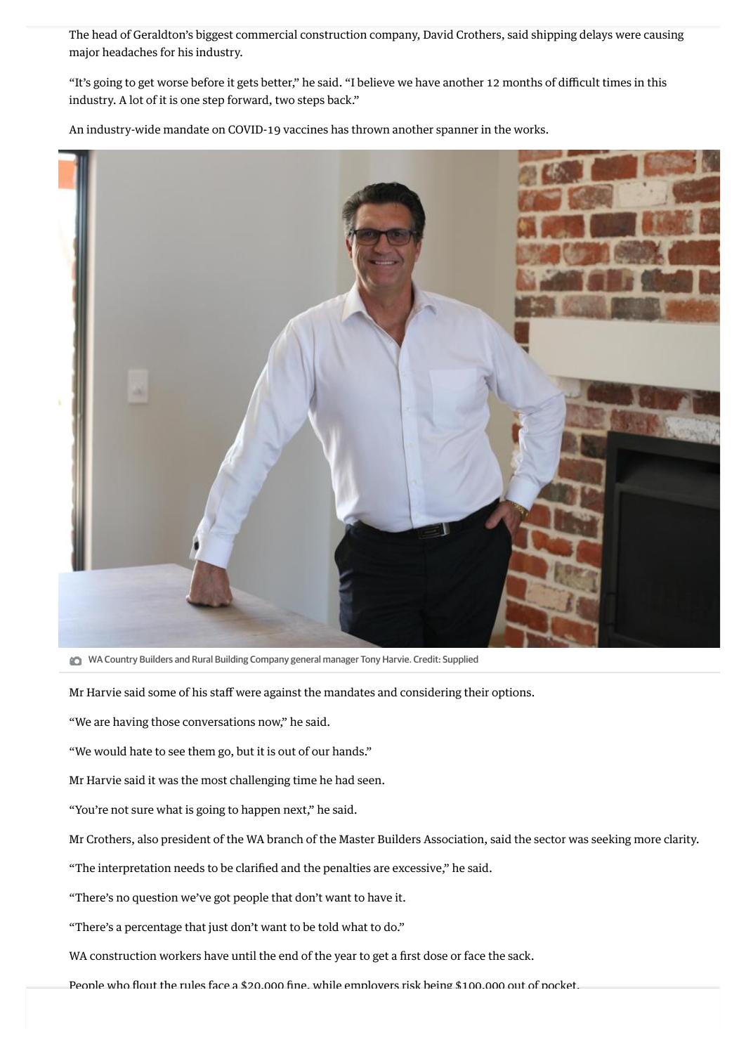The head of Geraldton's biggest commercial construction company, David Crothers, said shipping delays were causing major headaches for his industry.

"It's going to get worse before it gets better," he said. "I believe we have another 12 months of difficult times in this industry. A lot of it is one step forward, two steps back."

An industry-wide mandate on COVID-19 vaccines has thrown another spanner in the works.

WA Country Builders and Rural Building Company general manager Tony Harvie. Credit: Supplied

Mr Harvie said some of his staff were against the mandates and considering their options.

"We are having those conversations now," he said.

"We would hate to see them go, but it is out of our hands."

Mr Harvie said it was the most challenging time he had seen.

"You're not sure what is going to happen next," he said.

Mr Crothers, also president of the WA branch of the Master Builders Association, said the sector was seeking more clarity.

"The interpretation needs to be clarified and the penalties are excessive," he said.

"There's no question we've got people that don't want to have it.

"There's a percentage that just don't want to be told what to do."

WA construction workers have until the end of the year to get a first dose or face the sack.

People who flout the rules face a $20,000 fine, while employers risk being $100,000 out of pocket.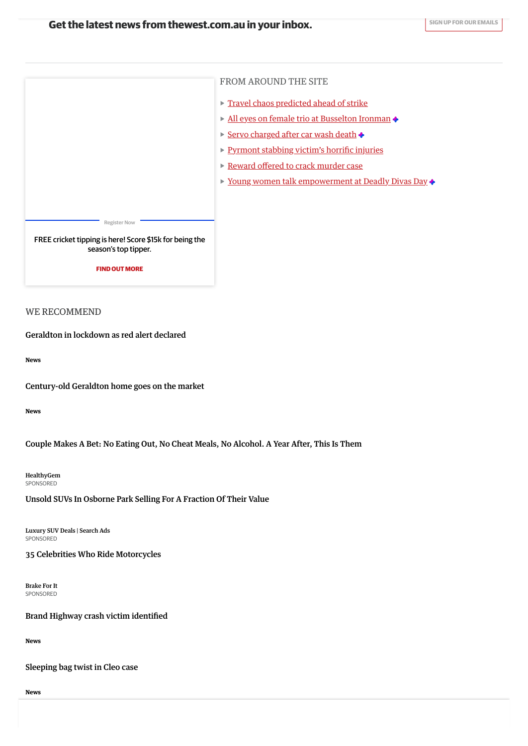Get the latest news from thewest.com.au in your inbox.

SIGN UP FOR OUR EMAILS

Register Now

FREE cricket tipping is here! Score $15k for being the season's top tipper.

**FIND OUT MORE**

## FROM AROUND THE SITE

- Travel chaos predicted ahead of strike
- All eyes on female trio at Busselton Ironman
- Servo charged after car wash death
- Pyrmont stabbing victim's horrific injuries
- Reward offered to crack murder case
- Young women talk empowerment at Deadly Divas Day

## WE RECOMMEND

Geraldton in lockdown as red alert declared

**News**

Century-old Geraldton home goes on the market

**News**

Couple Makes A Bet: No Eating Out, No Cheat Meals, No Alcohol. A Year After, This Is Them

HealthyGem
SPONSORED

Unsold SUVs In Osborne Park Selling For A Fraction Of Their Value

Luxury SUV Deals | Search Ads
SPONSORED

35 Celebrities Who Ride Motorcycles

Brake For It
SPONSORED

Brand Highway crash victim identified

**News**

Sleeping bag twist in Cleo case

**News**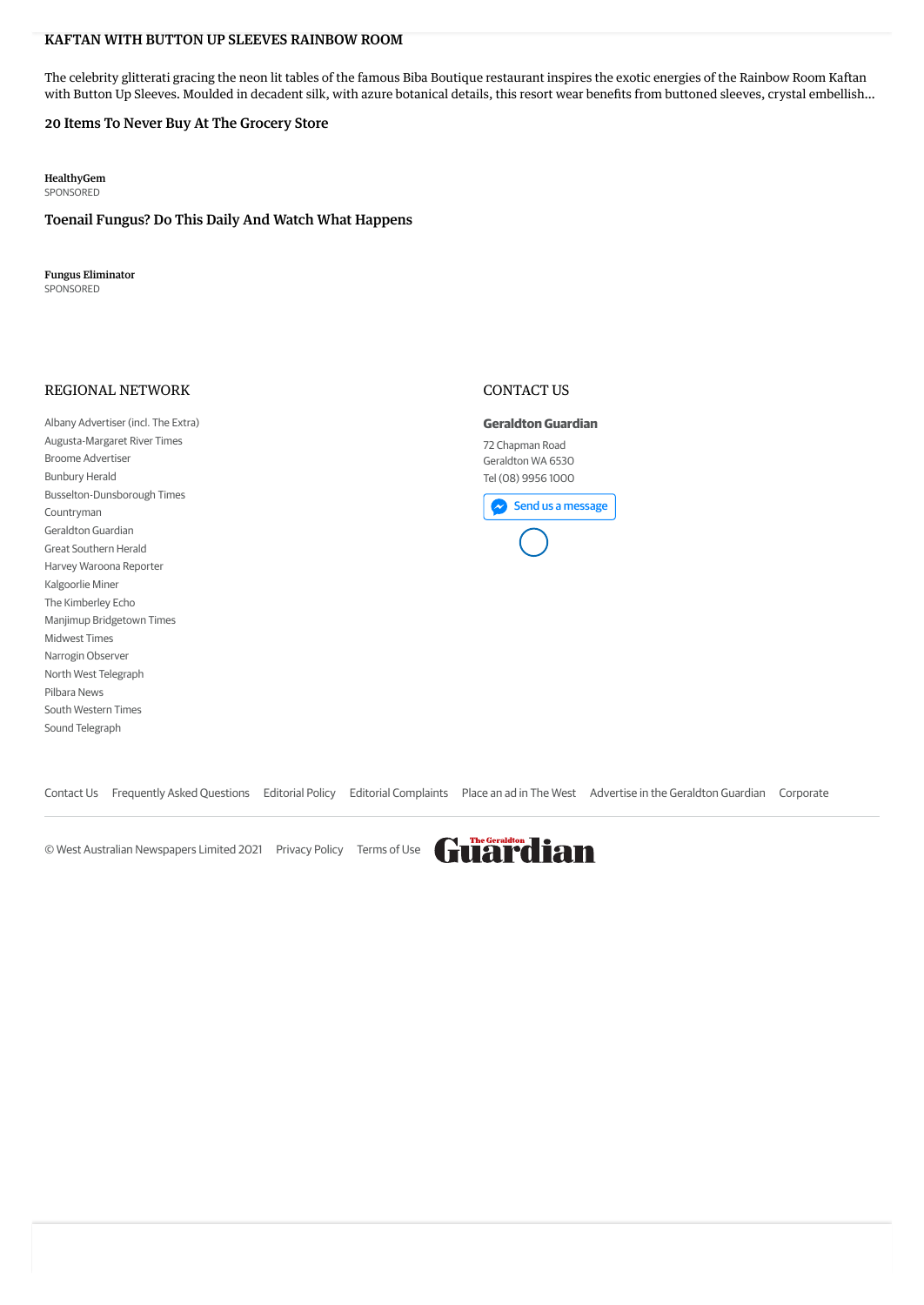KAFTAN WITH BUTTON UP SLEEVES RAINBOW ROOM

The celebrity glitterati gracing the neon lit tables of the famous Biba Boutique restaurant inspires the exotic energies of the Rainbow Room Kaftan with Button Up Sleeves. Moulded in decadent silk, with azure botanical details, this resort wear benefits from buttoned sleeves, crystal embellish...

20 Items To Never Buy At The Grocery Store

HealthyGem
SPONSORED

Toenail Fungus? Do This Daily And Watch What Happens

Fungus Eliminator
SPONSORED

## REGIONAL NETWORK

- Albany Advertiser (incl. The Extra)
- Augusta-Margaret River Times
- Broome Advertiser
- Bunbury Herald
- Busselton-Dunsborough Times
- Countryman
- Geraldton Guardian
- Great Southern Herald
- Harvey Waroona Reporter
- Kalgoorlie Miner
- The Kimberley Echo
- Manjimup Bridgetown Times
- Midwest Times
- Narrogin Observer
- North West Telegraph
- Pilbara News
- South Western Times
- Sound Telegraph

## CONTACT US

**Geraldton Guardian**

72 Chapman Road
Geraldton WA 6530
Tel (08) 9956 1000

Send us a message

Contact Us | Frequently Asked Questions | Editorial Policy | Editorial Complaints | Place an ad in The West | Advertise in the Geraldton Guardian | Corporate

© West Australian Newspapers Limited 2021 | Privacy Policy | Terms of Use

The Geraldton Guardian